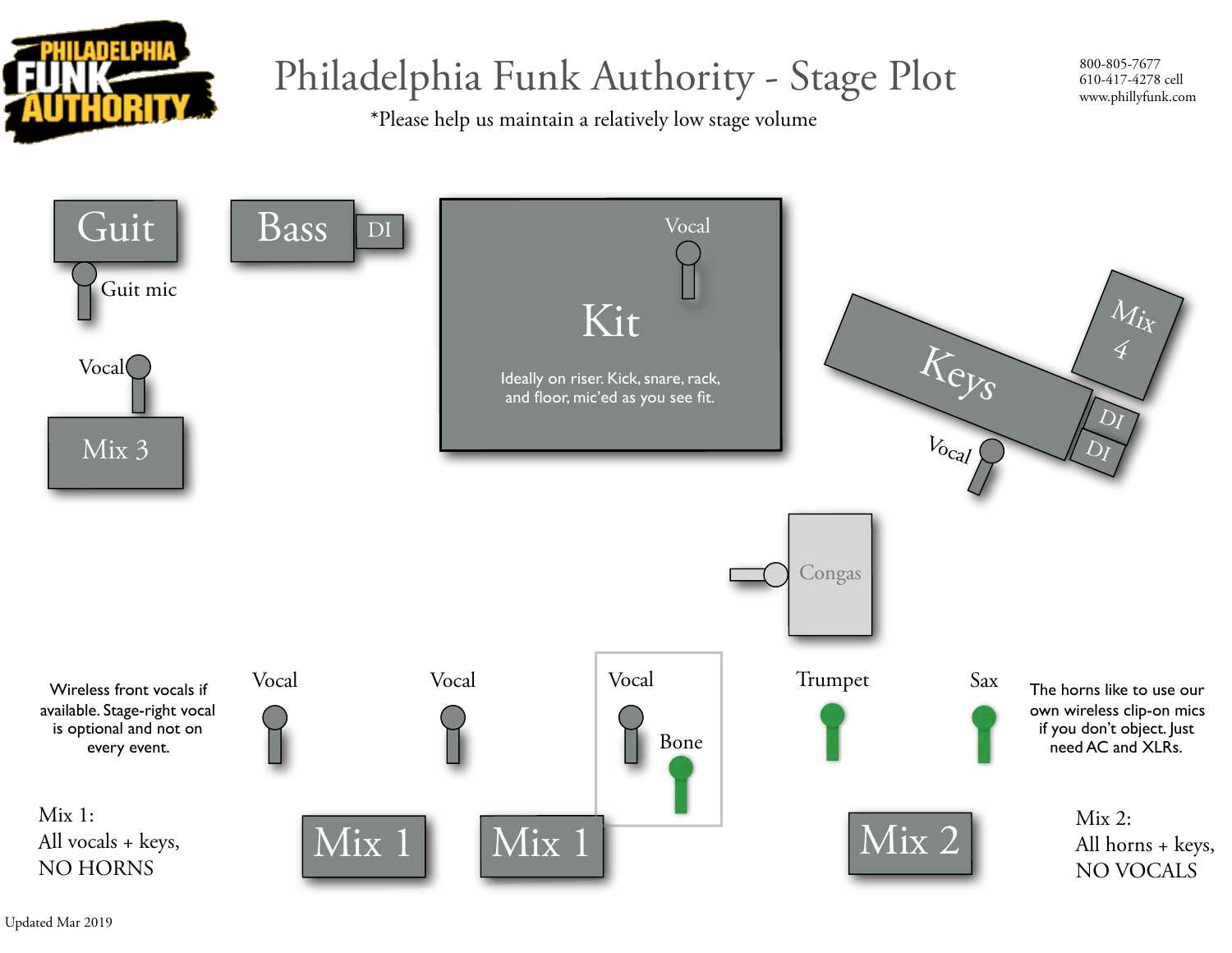# Philadelphia Funk Authority - Stage Plot

*Please help us maintain a relatively low stage volume

800-805-7677
610-417-4278 cell
www.phillyfunk.com

Guit

Guit mic

Bass

DI

Vocal

Kit

Ideally on riser. Kick, snare, rack, and floor, mic'ed as you see fit.

Vocal

Mix 3

Keys

Mix 4

DI

DI

Vocal

Congas

Wireless front vocals if available. Stage-right vocal is optional and not on every event.

Vocal

Vocal

Vocal

Bone

Trumpet

Sax

The horns like to use our own wireless clip-on mics if you don't object. Just need AC and XLRs.

Mix 1:
All vocals + keys,
NO HORNS

Mix 1

Mix 1

Mix 2

Mix 2:
All horns + keys,
NO VOCALS

Updated Mar 2019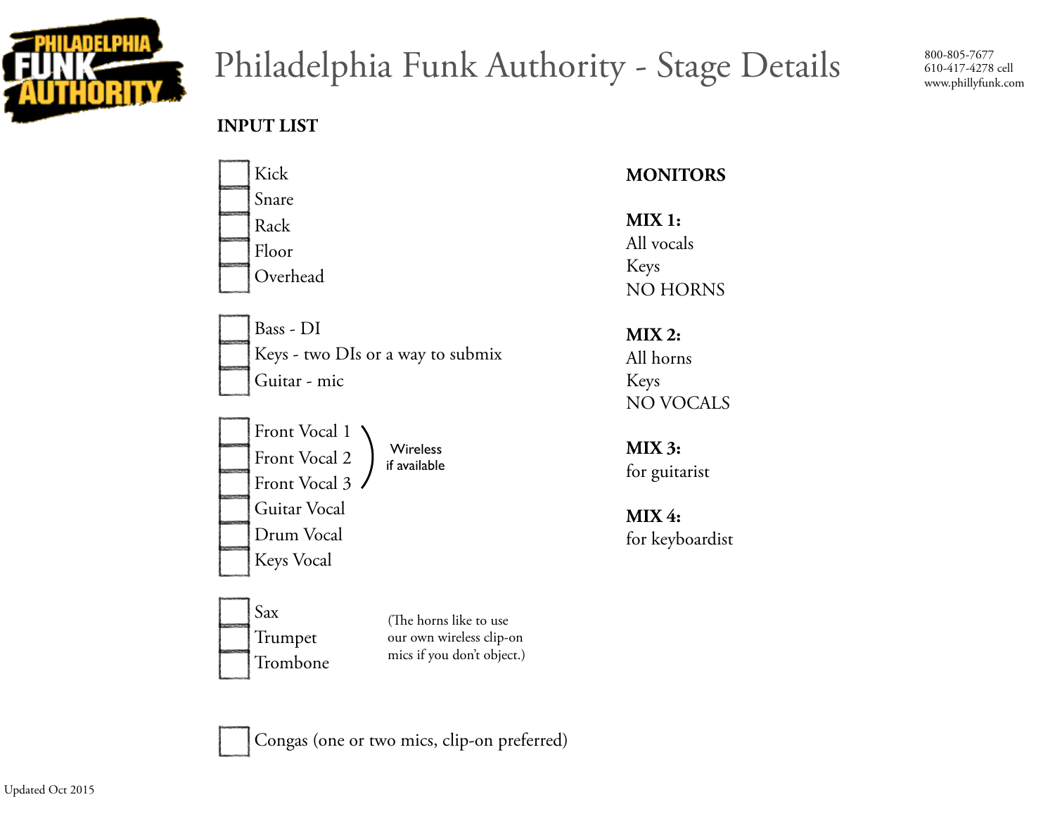# Philadelphia Funk Authority - Stage Details

800-805-7677
610-417-4278 cell
www.phillyfunk.com

## INPUT LIST

- [ ] Kick
- [ ] Snare
- [ ] Rack
- [ ] Floor
- [ ] Overhead

- [ ] Bass - DI
- [ ] Keys - two DIs or a way to submix
- [ ] Guitar - mic

- [ ] Front Vocal 1
- [ ] Front Vocal 2
- [ ] Front Vocal 3
- [ ] Guitar Vocal
- [ ] Drum Vocal
- [ ] Keys Vocal

(Front Vocal 1–3: Wireless if available)

- [ ] Sax
- [ ] Trumpet
- [ ] Trombone

(The horns like to use our own wireless clip-on mics if you don't object.)

- [ ] Congas (one or two mics, clip-on preferred)

## MONITORS

**MIX 1:**
All vocals
Keys
NO HORNS

**MIX 2:**
All horns
Keys
NO VOCALS

**MIX 3:**
for guitarist

**MIX 4:**
for keyboardist

Updated Oct 2015